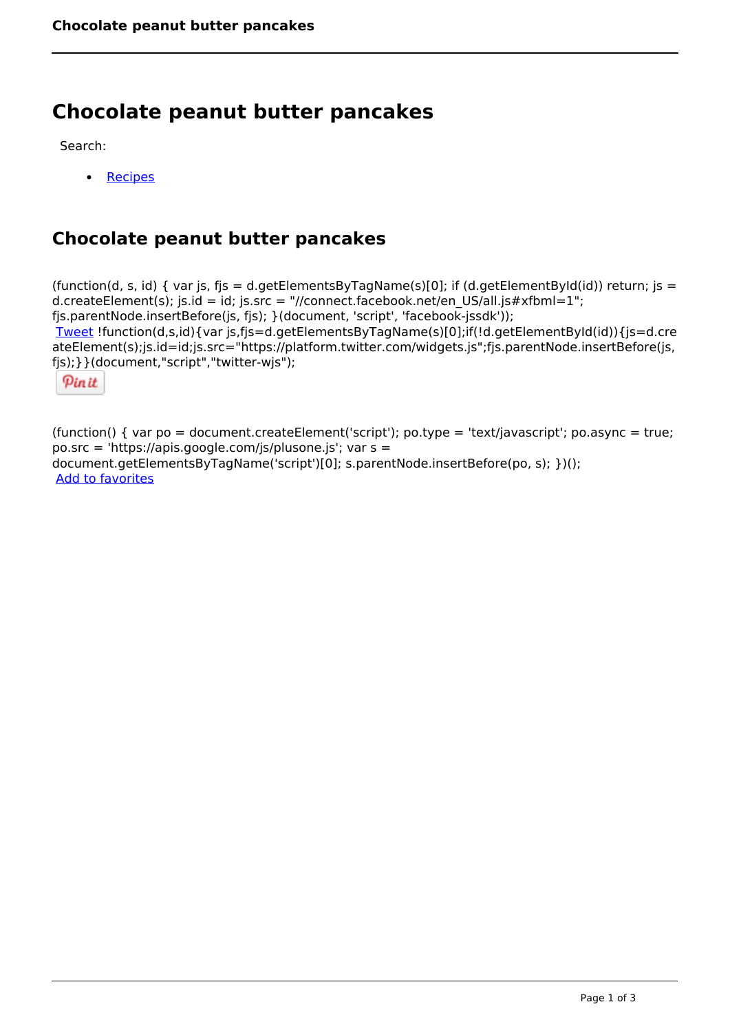# Chocolate peanut butter pancakes

Search:

- Recipes

## Chocolate peanut butter pancakes

```
(function(d, s, id) { var js, fjs = d.getElementsByTagName(s)[0]; if (d.getElementById(id)) return; js = d.createElement(s); js.id = id; js.src = "//connect.facebook.net/en_US/all.js#xfbml=1"; fjs.parentNode.insertBefore(js, fjs); }(document, 'script', 'facebook-jssdk'));
```

Tweet

```
!function(d,s,id){var js,fjs=d.getElementsByTagName(s)[0];if(!d.getElementById(id)){js=d.createElement(s);js.id=id;js.src="https://platform.twitter.com/widgets.js";fjs.parentNode.insertBefore(js,fjs);}}(document,"script","twitter-wjs");
```

Pin it

```
(function() { var po = document.createElement('script'); po.type = 'text/javascript'; po.async = true; po.src = 'https://apis.google.com/js/plusone.js'; var s = document.getElementsByTagName('script')[0]; s.parentNode.insertBefore(po, s); })();
```

Add to favorites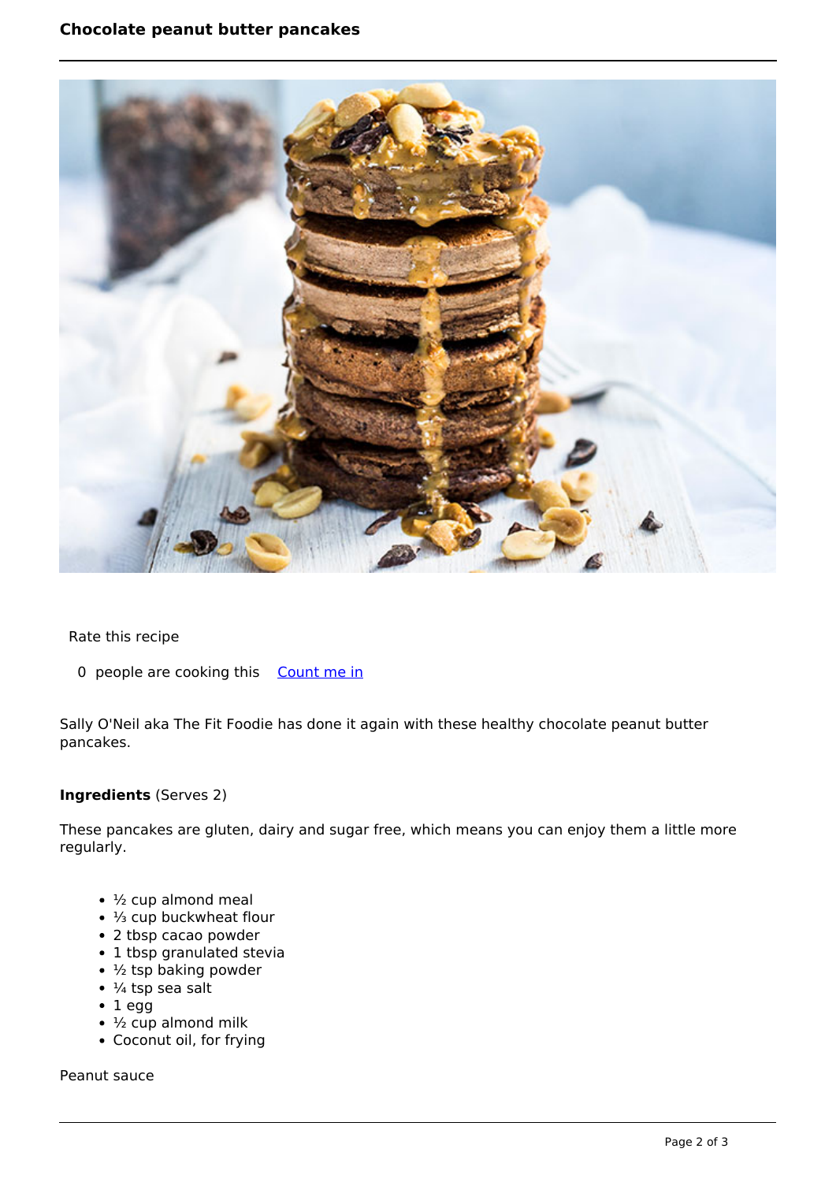**Chocolate peanut butter pancakes**

Rate this recipe

0 people are cooking this [Count me in]

Sally O'Neil aka The Fit Foodie has done it again with these healthy chocolate peanut butter pancakes.

**Ingredients** (Serves 2)

These pancakes are gluten, dairy and sugar free, which means you can enjoy them a little more regularly.

- ½ cup almond meal
- ⅓ cup buckwheat flour
- 2 tbsp cacao powder
- 1 tbsp granulated stevia
- ½ tsp baking powder
- ¼ tsp sea salt
- 1 egg
- ½ cup almond milk
- Coconut oil, for frying

Peanut sauce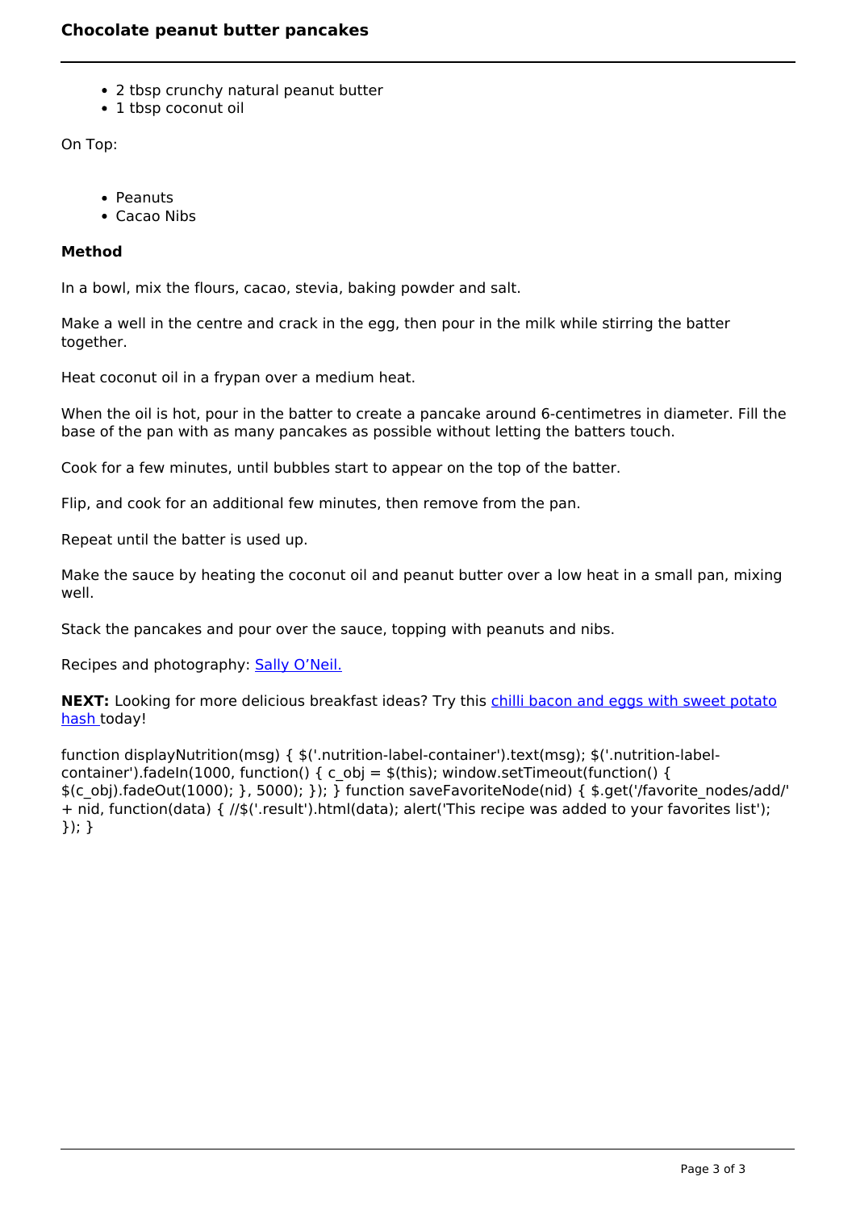- 2 tbsp crunchy natural peanut butter
- 1 tbsp coconut oil

On Top:

- Peanuts
- Cacao Nibs

**Method**

In a bowl, mix the flours, cacao, stevia, baking powder and salt.

Make a well in the centre and crack in the egg, then pour in the milk while stirring the batter together.

Heat coconut oil in a frypan over a medium heat.

When the oil is hot, pour in the batter to create a pancake around 6-centimetres in diameter. Fill the base of the pan with as many pancakes as possible without letting the batters touch.

Cook for a few minutes, until bubbles start to appear on the top of the batter.

Flip, and cook for an additional few minutes, then remove from the pan.

Repeat until the batter is used up.

Make the sauce by heating the coconut oil and peanut butter over a low heat in a small pan, mixing well.

Stack the pancakes and pour over the sauce, topping with peanuts and nibs.

Recipes and photography: [Sally O'Neil.]()

**NEXT:** Looking for more delicious breakfast ideas? Try this [chilli bacon and eggs with sweet potato hash]() today!

```
function displayNutrition(msg) { $('.nutrition-label-container').text(msg); $('.nutrition-label-container').fadeIn(1000, function() { c_obj = $(this); window.setTimeout(function() { $(c_obj).fadeOut(1000); }, 5000); }); } function saveFavoriteNode(nid) { $.get('/favorite_nodes/add/' + nid, function(data) { //$('.result').html(data); alert('This recipe was added to your favorites list'); }); }
```